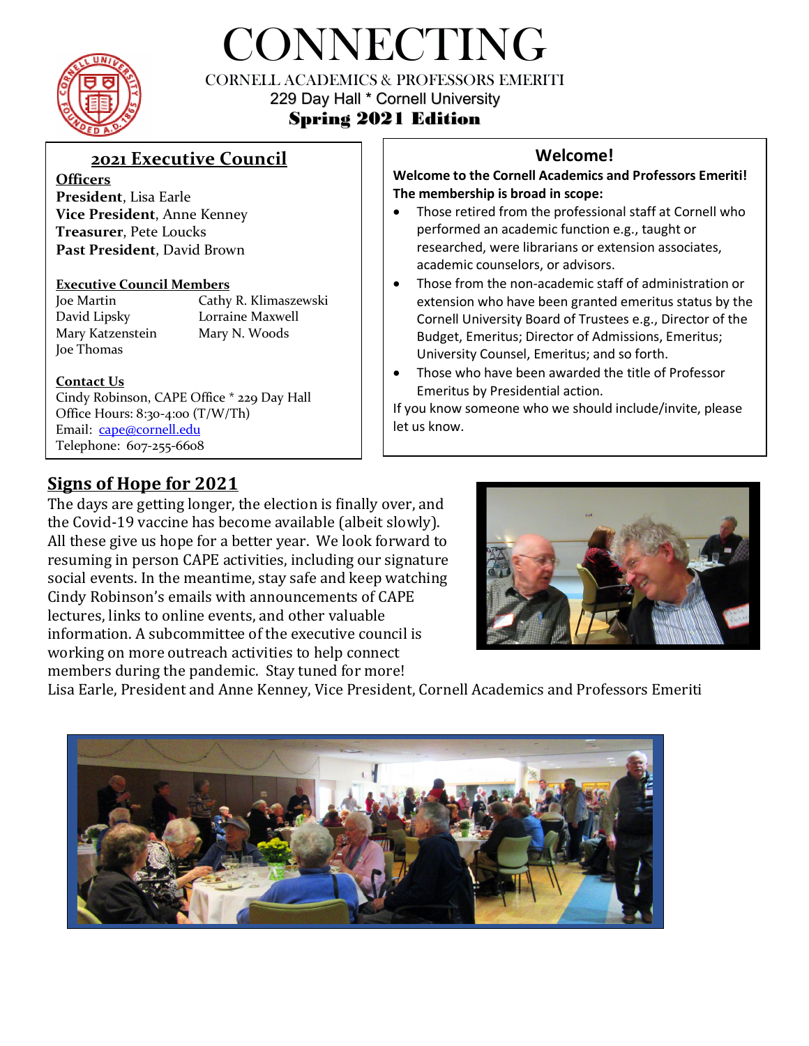# CONNECTING

CORNELL ACADEMICS & PROFESSORS EMERITI
229 Day Hall * Cornell University
**Spring 2021 Edition**

## 2021 Executive Council

**Officers**
**President**, Lisa Earle
**Vice President**, Anne Kenney
**Treasurer**, Pete Loucks
**Past President**, David Brown

**Executive Council Members**

Joe Martin
David Lipsky
Mary Katzenstein
Joe Thomas
Cathy R. Klimaszewski
Lorraine Maxwell
Mary N. Woods

**Contact Us**
Cindy Robinson, CAPE Office * 229 Day Hall
Office Hours: 8:30-4:00 (T/W/Th)
Email: cape@cornell.edu
Telephone: 607-255-6608

## Welcome!

**Welcome to the Cornell Academics and Professors Emeriti! The membership is broad in scope:**

- Those retired from the professional staff at Cornell who performed an academic function e.g., taught or researched, were librarians or extension associates, academic counselors, or advisors.
- Those from the non-academic staff of administration or extension who have been granted emeritus status by the Cornell University Board of Trustees e.g., Director of the Budget, Emeritus; Director of Admissions, Emeritus; University Counsel, Emeritus; and so forth.
- Those who have been awarded the title of Professor Emeritus by Presidential action.

If you know someone who we should include/invite, please let us know.

## Signs of Hope for 2021

The days are getting longer, the election is finally over, and the Covid-19 vaccine has become available (albeit slowly). All these give us hope for a better year. We look forward to resuming in person CAPE activities, including our signature social events. In the meantime, stay safe and keep watching Cindy Robinson's emails with announcements of CAPE lectures, links to online events, and other valuable information. A subcommittee of the executive council is working on more outreach activities to help connect members during the pandemic. Stay tuned for more!
Lisa Earle, President and Anne Kenney, Vice President, Cornell Academics and Professors Emeriti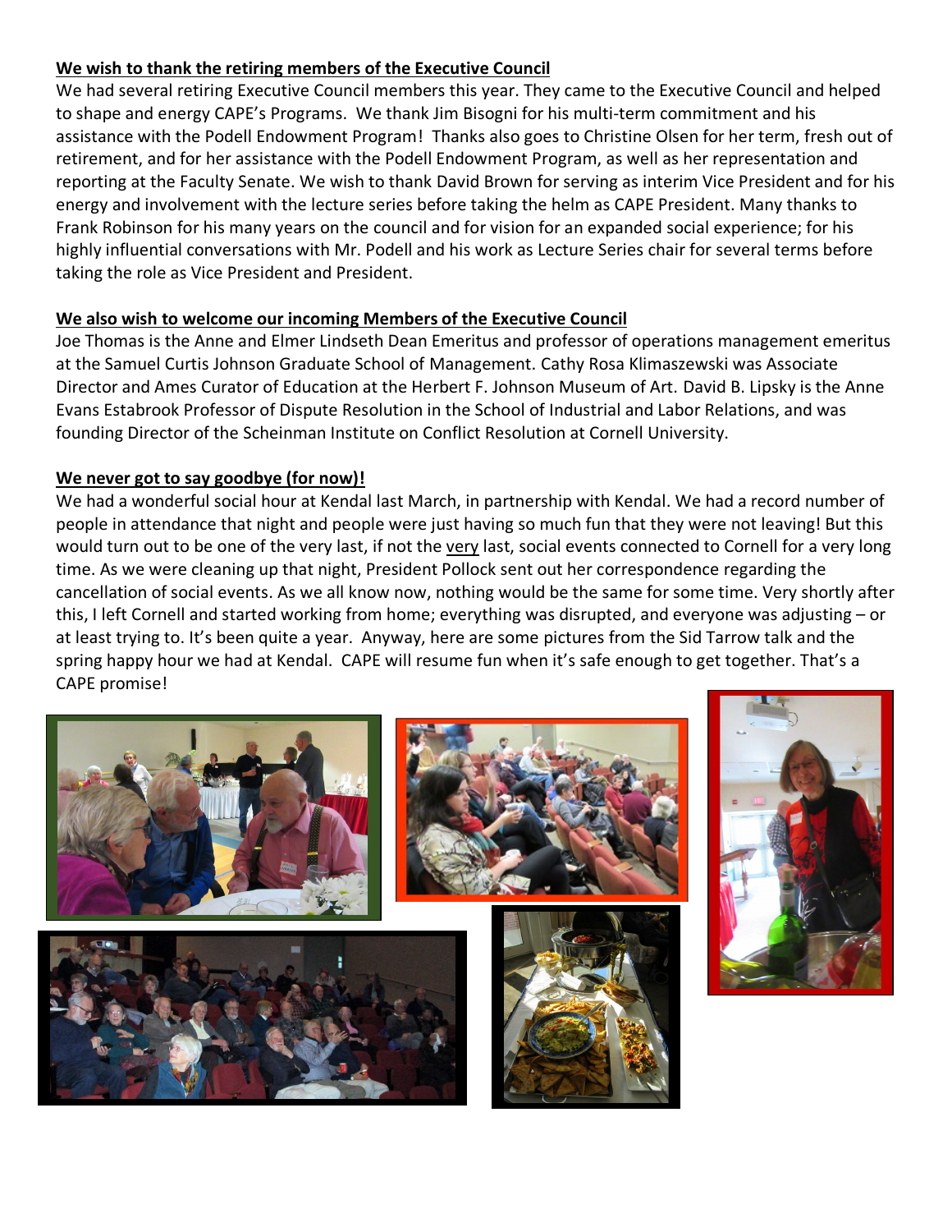**We wish to thank the retiring members of the Executive Council**

We had several retiring Executive Council members this year. They came to the Executive Council and helped to shape and energy CAPE's Programs. We thank Jim Bisogni for his multi-term commitment and his assistance with the Podell Endowment Program! Thanks also goes to Christine Olsen for her term, fresh out of retirement, and for her assistance with the Podell Endowment Program, as well as her representation and reporting at the Faculty Senate. We wish to thank David Brown for serving as interim Vice President and for his energy and involvement with the lecture series before taking the helm as CAPE President. Many thanks to Frank Robinson for his many years on the council and for vision for an expanded social experience; for his highly influential conversations with Mr. Podell and his work as Lecture Series chair for several terms before taking the role as Vice President and President.

**We also wish to welcome our incoming Members of the Executive Council**

Joe Thomas is the Anne and Elmer Lindseth Dean Emeritus and professor of operations management emeritus at the Samuel Curtis Johnson Graduate School of Management. Cathy Rosa Klimaszewski was Associate Director and Ames Curator of Education at the Herbert F. Johnson Museum of Art. David B. Lipsky is the Anne Evans Estabrook Professor of Dispute Resolution in the School of Industrial and Labor Relations, and was founding Director of the Scheinman Institute on Conflict Resolution at Cornell University.

**We never got to say goodbye (for now)!**

We had a wonderful social hour at Kendal last March, in partnership with Kendal. We had a record number of people in attendance that night and people were just having so much fun that they were not leaving! But this would turn out to be one of the very last, if not the very last, social events connected to Cornell for a very long time. As we were cleaning up that night, President Pollock sent out her correspondence regarding the cancellation of social events. As we all know now, nothing would be the same for some time. Very shortly after this, I left Cornell and started working from home; everything was disrupted, and everyone was adjusting – or at least trying to. It's been quite a year. Anyway, here are some pictures from the Sid Tarrow talk and the spring happy hour we had at Kendal. CAPE will resume fun when it's safe enough to get together. That's a CAPE promise!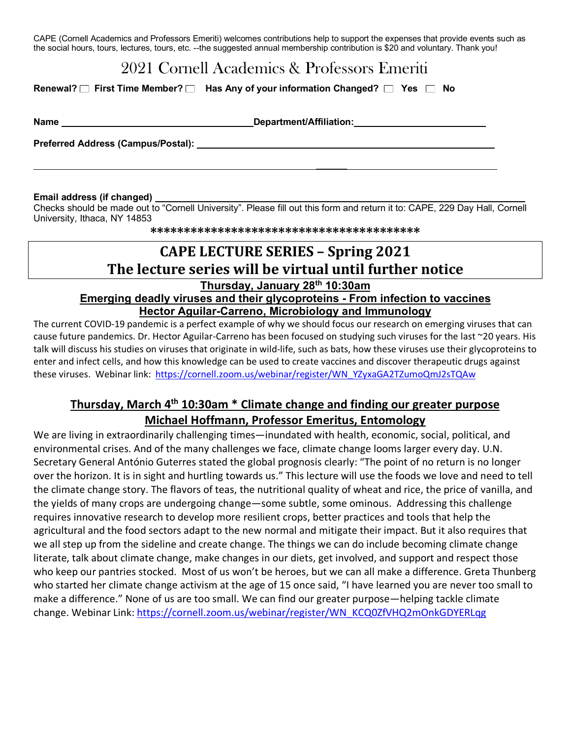CAPE (Cornell Academics and Professors Emeriti) welcomes contributions help to support the expenses that provide events such as the social hours, tours, lectures, tours, etc. --the suggested annual membership contribution is $20 and voluntary. Thank you!

# 2021 Cornell Academics & Professors Emeriti

**Renewal?** ☐ **First Time Member?** ☐ **Has Any of your information Changed?** ☐ **Yes** ☐ **No**

**Name** ____________________________________ **Department/Affiliation:** ________________________

**Preferred Address (Campus/Postal):** ______________________________________________________

______________________________________________________________________________________

**Email address (if changed)** ___________________________________________________________

Checks should be made out to "Cornell University". Please fill out this form and return it to: CAPE, 229 Day Hall, Cornell University, Ithaca, NY 14853

****************************************

## CAPE LECTURE SERIES – Spring 2021
## The lecture series will be virtual until further notice

**Thursday, January 28th 10:30am**

**Emerging deadly viruses and their glycoproteins - From infection to vaccines**

**Hector Aguilar-Carreno, Microbiology and Immunology**

The current COVID-19 pandemic is a perfect example of why we should focus our research on emerging viruses that can cause future pandemics. Dr. Hector Aguilar-Carreno has been focused on studying such viruses for the last ~20 years. His talk will discuss his studies on viruses that originate in wild-life, such as bats, how these viruses use their glycoproteins to enter and infect cells, and how this knowledge can be used to create vaccines and discover therapeutic drugs against these viruses. Webinar link: https://cornell.zoom.us/webinar/register/WN_YZyxaGA2TZumoQmJ2sTQAw

**Thursday, March 4th 10:30am * Climate change and finding our greater purpose**

**Michael Hoffmann, Professor Emeritus, Entomology**

We are living in extraordinarily challenging times—inundated with health, economic, social, political, and environmental crises. And of the many challenges we face, climate change looms larger every day. U.N. Secretary General António Guterres stated the global prognosis clearly: "The point of no return is no longer over the horizon. It is in sight and hurtling towards us." This lecture will use the foods we love and need to tell the climate change story. The flavors of teas, the nutritional quality of wheat and rice, the price of vanilla, and the yields of many crops are undergoing change—some subtle, some ominous. Addressing this challenge requires innovative research to develop more resilient crops, better practices and tools that help the agricultural and the food sectors adapt to the new normal and mitigate their impact. But it also requires that we all step up from the sideline and create change. The things we can do include becoming climate change literate, talk about climate change, make changes in our diets, get involved, and support and respect those who keep our pantries stocked. Most of us won't be heroes, but we can all make a difference. Greta Thunberg who started her climate change activism at the age of 15 once said, "I have learned you are never too small to make a difference." None of us are too small. We can find our greater purpose—helping tackle climate change. Webinar Link: https://cornell.zoom.us/webinar/register/WN_KCQ0ZfVHQ2mOnkGDYERLqg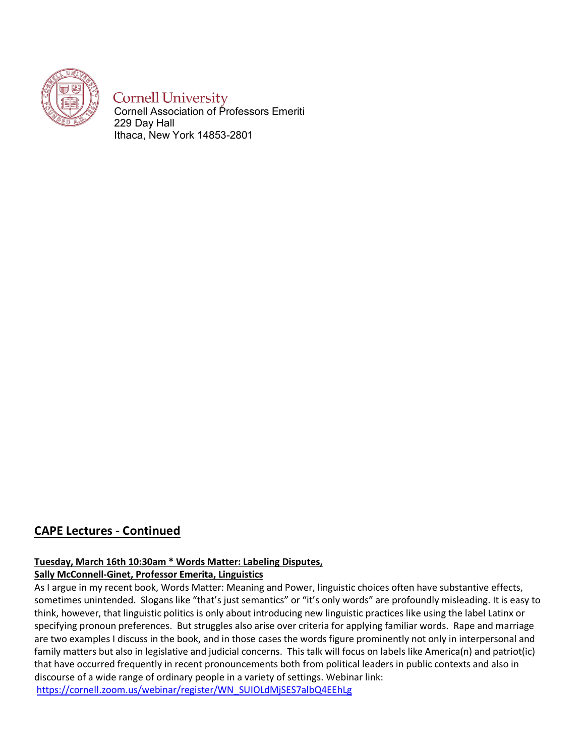Cornell University
Cornell Association of Professors Emeriti
229 Day Hall
Ithaca, New York 14853-2801

## CAPE Lectures - Continued

**Tuesday, March 16th 10:30am * Words Matter: Labeling Disputes,**
**Sally McConnell-Ginet, Professor Emerita, Linguistics**

As I argue in my recent book, Words Matter: Meaning and Power, linguistic choices often have substantive effects, sometimes unintended. Slogans like "that's just semantics" or "it's only words" are profoundly misleading. It is easy to think, however, that linguistic politics is only about introducing new linguistic practices like using the label Latinx or specifying pronoun preferences. But struggles also arise over criteria for applying familiar words. Rape and marriage are two examples I discuss in the book, and in those cases the words figure prominently not only in interpersonal and family matters but also in legislative and judicial concerns. This talk will focus on labels like America(n) and patriot(ic) that have occurred frequently in recent pronouncements both from political leaders in public contexts and also in discourse of a wide range of ordinary people in a variety of settings. Webinar link:
https://cornell.zoom.us/webinar/register/WN_SUIOLdMjSES7albQ4EEhLg